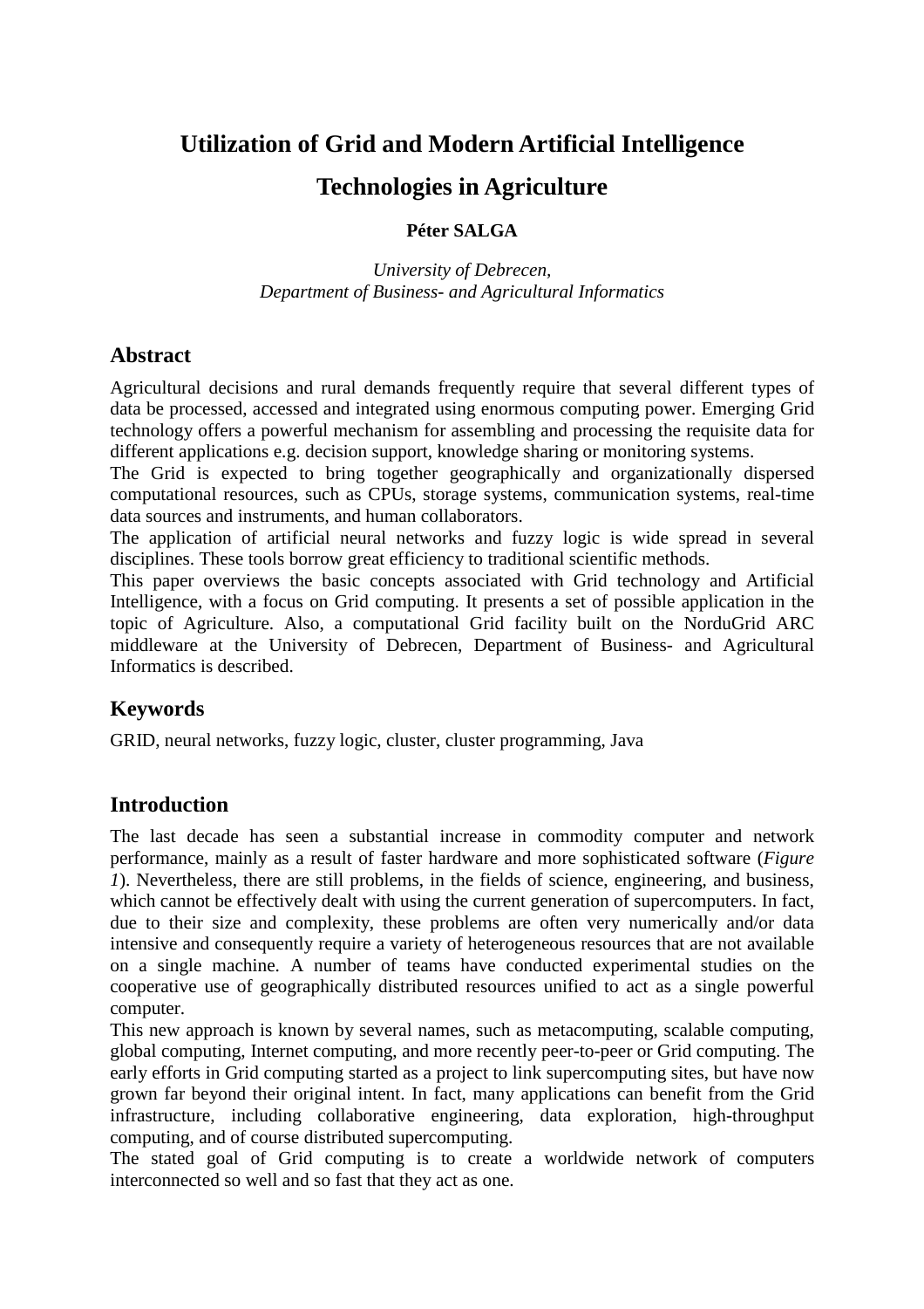# Utilization of Grid and Modern Artificial Intelligence Technologies in Agriculture

**Péter SALGA**

*University of Debrecen,*
*Department of Business- and Agricultural Informatics*

## Abstract

Agricultural decisions and rural demands frequently require that several different types of data be processed, accessed and integrated using enormous computing power. Emerging Grid technology offers a powerful mechanism for assembling and processing the requisite data for different applications e.g. decision support, knowledge sharing or monitoring systems.

The Grid is expected to bring together geographically and organizationally dispersed computational resources, such as CPUs, storage systems, communication systems, real-time data sources and instruments, and human collaborators.

The application of artificial neural networks and fuzzy logic is wide spread in several disciplines. These tools borrow great efficiency to traditional scientific methods.

This paper overviews the basic concepts associated with Grid technology and Artificial Intelligence, with a focus on Grid computing. It presents a set of possible application in the topic of Agriculture. Also, a computational Grid facility built on the NorduGrid ARC middleware at the University of Debrecen, Department of Business- and Agricultural Informatics is described.

## Keywords

GRID, neural networks, fuzzy logic, cluster, cluster programming, Java

## Introduction

The last decade has seen a substantial increase in commodity computer and network performance, mainly as a result of faster hardware and more sophisticated software (*Figure 1*). Nevertheless, there are still problems, in the fields of science, engineering, and business, which cannot be effectively dealt with using the current generation of supercomputers. In fact, due to their size and complexity, these problems are often very numerically and/or data intensive and consequently require a variety of heterogeneous resources that are not available on a single machine. A number of teams have conducted experimental studies on the cooperative use of geographically distributed resources unified to act as a single powerful computer.

This new approach is known by several names, such as metacomputing, scalable computing, global computing, Internet computing, and more recently peer-to-peer or Grid computing. The early efforts in Grid computing started as a project to link supercomputing sites, but have now grown far beyond their original intent. In fact, many applications can benefit from the Grid infrastructure, including collaborative engineering, data exploration, high-throughput computing, and of course distributed supercomputing.

The stated goal of Grid computing is to create a worldwide network of computers interconnected so well and so fast that they act as one.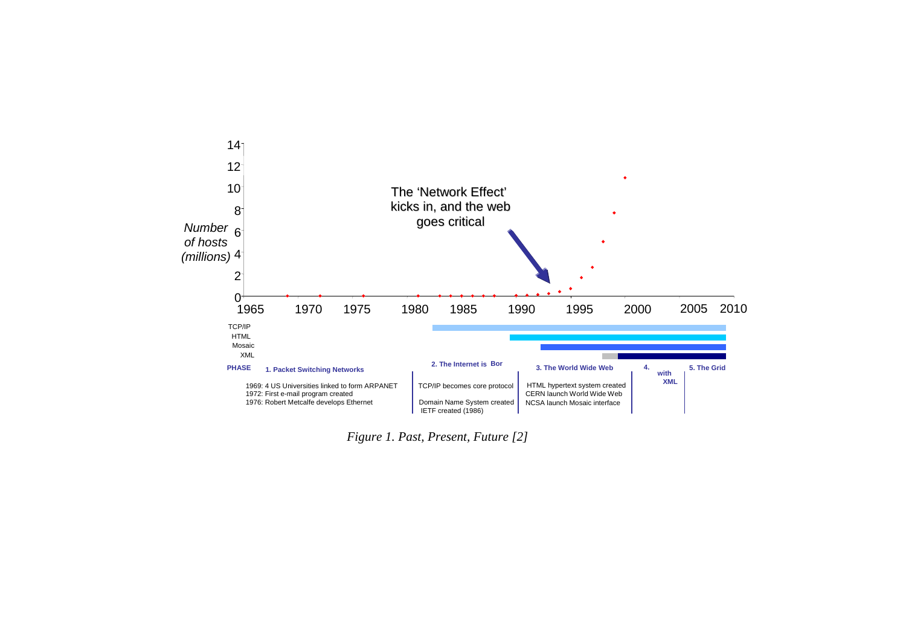The 'Network Effect' kicks in, and the web goes critical

*Number of hosts (millions)*

| TCP/IP | HTML | Mosaic | XML |
|---|---|---|---|

| PHASE | 1. Packet Switching Networks | 2. The Internet is Bor | 3. The World Wide Web | 4. with XML | 5. The Grid |
|---|---|---|---|---|---|
| | 1969: 4 US Universities linked to form ARPANET<br>1972: First e-mail program created<br>1976: Robert Metcalfe develops Ethernet | TCP/IP becomes core protocol<br>Domain Name System created<br>IETF created (1986) | HTML hypertext system created<br>CERN launch World Wide Web<br>NCSA launch Mosaic interface | | |

*Figure 1. Past, Present, Future [2]*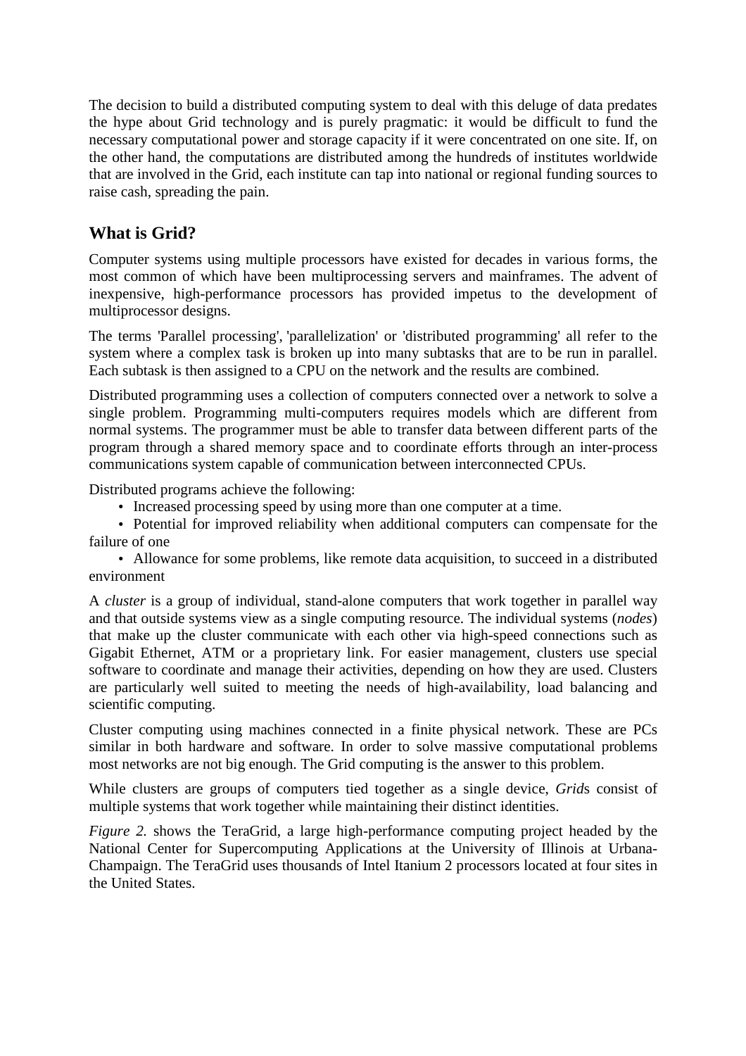The decision to build a distributed computing system to deal with this deluge of data predates the hype about Grid technology and is purely pragmatic: it would be difficult to fund the necessary computational power and storage capacity if it were concentrated on one site. If, on the other hand, the computations are distributed among the hundreds of institutes worldwide that are involved in the Grid, each institute can tap into national or regional funding sources to raise cash, spreading the pain.

## What is Grid?

Computer systems using multiple processors have existed for decades in various forms, the most common of which have been multiprocessing servers and mainframes. The advent of inexpensive, high-performance processors has provided impetus to the development of multiprocessor designs.

The terms 'Parallel processing', 'parallelization' or 'distributed programming' all refer to the system where a complex task is broken up into many subtasks that are to be run in parallel. Each subtask is then assigned to a CPU on the network and the results are combined.

Distributed programming uses a collection of computers connected over a network to solve a single problem. Programming multi-computers requires models which are different from normal systems. The programmer must be able to transfer data between different parts of the program through a shared memory space and to coordinate efforts through an inter-process communications system capable of communication between interconnected CPUs.

Distributed programs achieve the following:

- Increased processing speed by using more than one computer at a time.
- Potential for improved reliability when additional computers can compensate for the failure of one
- Allowance for some problems, like remote data acquisition, to succeed in a distributed environment

A *cluster* is a group of individual, stand-alone computers that work together in parallel way and that outside systems view as a single computing resource. The individual systems (*nodes*) that make up the cluster communicate with each other via high-speed connections such as Gigabit Ethernet, ATM or a proprietary link. For easier management, clusters use special software to coordinate and manage their activities, depending on how they are used. Clusters are particularly well suited to meeting the needs of high-availability, load balancing and scientific computing.

Cluster computing using machines connected in a finite physical network. These are PCs similar in both hardware and software. In order to solve massive computational problems most networks are not big enough. The Grid computing is the answer to this problem.

While clusters are groups of computers tied together as a single device, *Grid*s consist of multiple systems that work together while maintaining their distinct identities.

*Figure 2.* shows the TeraGrid, a large high-performance computing project headed by the National Center for Supercomputing Applications at the University of Illinois at Urbana-Champaign. The TeraGrid uses thousands of Intel Itanium 2 processors located at four sites in the United States.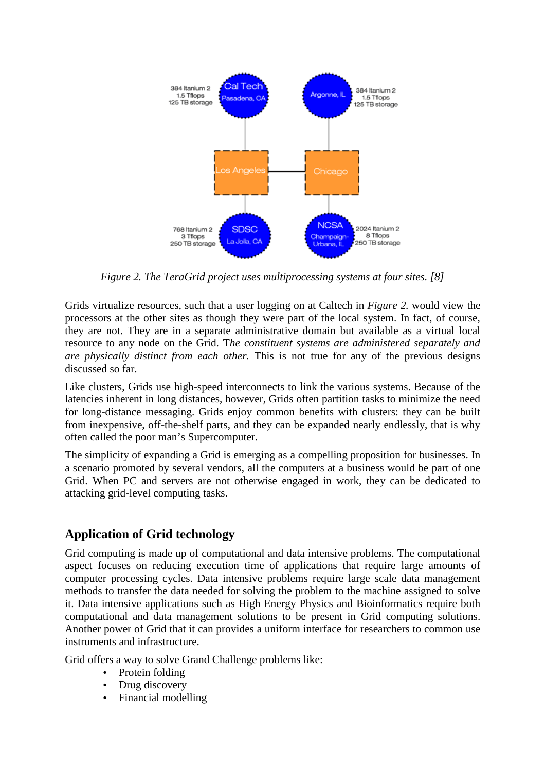*Figure 2. The TeraGrid project uses multiprocessing systems at four sites. [8]*

Grids virtualize resources, such that a user logging on at Caltech in *Figure 2.* would view the processors at the other sites as though they were part of the local system. In fact, of course, they are not. They are in a separate administrative domain but available as a virtual local resource to any node on the Grid. T*he constituent systems are administered separately and are physically distinct from each other.* This is not true for any of the previous designs discussed so far.

Like clusters, Grids use high-speed interconnects to link the various systems. Because of the latencies inherent in long distances, however, Grids often partition tasks to minimize the need for long-distance messaging. Grids enjoy common benefits with clusters: they can be built from inexpensive, off-the-shelf parts, and they can be expanded nearly endlessly, that is why often called the poor man's Supercomputer.

The simplicity of expanding a Grid is emerging as a compelling proposition for businesses. In a scenario promoted by several vendors, all the computers at a business would be part of one Grid. When PC and servers are not otherwise engaged in work, they can be dedicated to attacking grid-level computing tasks.

## Application of Grid technology

Grid computing is made up of computational and data intensive problems. The computational aspect focuses on reducing execution time of applications that require large amounts of computer processing cycles. Data intensive problems require large scale data management methods to transfer the data needed for solving the problem to the machine assigned to solve it. Data intensive applications such as High Energy Physics and Bioinformatics require both computational and data management solutions to be present in Grid computing solutions. Another power of Grid that it can provides a uniform interface for researchers to common use instruments and infrastructure.

Grid offers a way to solve Grand Challenge problems like:

- Protein folding
- Drug discovery
- Financial modelling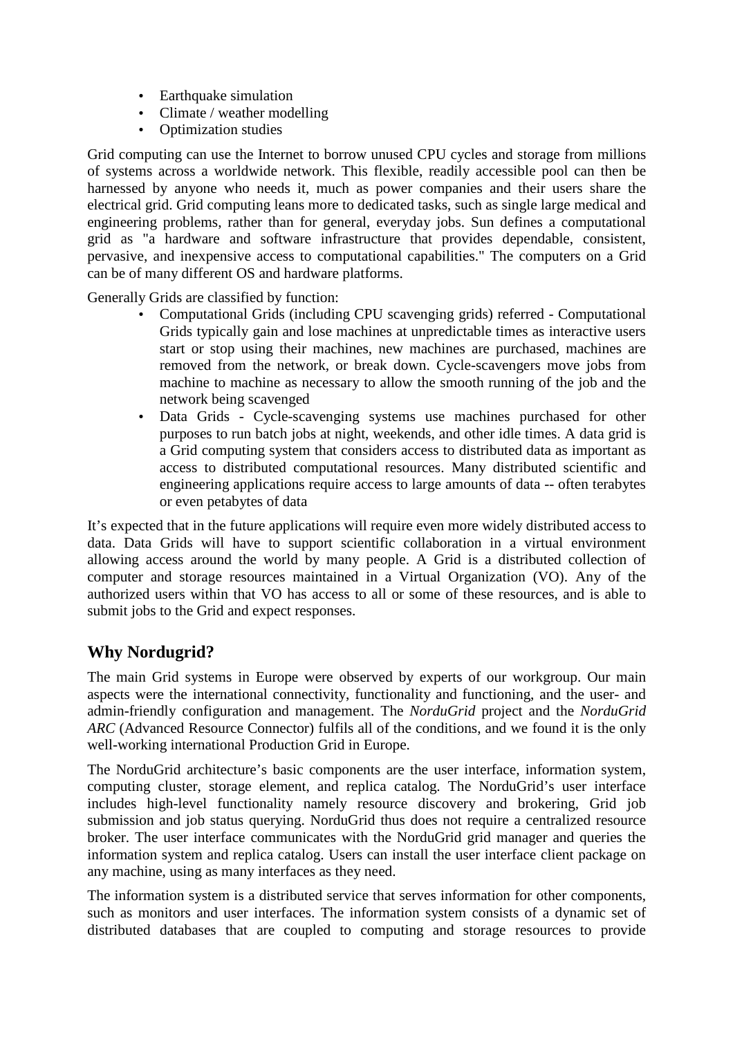- Earthquake simulation
- Climate / weather modelling
- Optimization studies

Grid computing can use the Internet to borrow unused CPU cycles and storage from millions of systems across a worldwide network. This flexible, readily accessible pool can then be harnessed by anyone who needs it, much as power companies and their users share the electrical grid. Grid computing leans more to dedicated tasks, such as single large medical and engineering problems, rather than for general, everyday jobs. Sun defines a computational grid as "a hardware and software infrastructure that provides dependable, consistent, pervasive, and inexpensive access to computational capabilities." The computers on a Grid can be of many different OS and hardware platforms.

Generally Grids are classified by function:

- Computational Grids (including CPU scavenging grids) referred - Computational Grids typically gain and lose machines at unpredictable times as interactive users start or stop using their machines, new machines are purchased, machines are removed from the network, or break down. Cycle-scavengers move jobs from machine to machine as necessary to allow the smooth running of the job and the network being scavenged
- Data Grids - Cycle-scavenging systems use machines purchased for other purposes to run batch jobs at night, weekends, and other idle times. A data grid is a Grid computing system that considers access to distributed data as important as access to distributed computational resources. Many distributed scientific and engineering applications require access to large amounts of data -- often terabytes or even petabytes of data

It's expected that in the future applications will require even more widely distributed access to data. Data Grids will have to support scientific collaboration in a virtual environment allowing access around the world by many people. A Grid is a distributed collection of computer and storage resources maintained in a Virtual Organization (VO). Any of the authorized users within that VO has access to all or some of these resources, and is able to submit jobs to the Grid and expect responses.

## Why Nordugrid?

The main Grid systems in Europe were observed by experts of our workgroup. Our main aspects were the international connectivity, functionality and functioning, and the user- and admin-friendly configuration and management. The *NorduGrid* project and the *NorduGrid ARC* (Advanced Resource Connector) fulfils all of the conditions, and we found it is the only well-working international Production Grid in Europe.

The NorduGrid architecture's basic components are the user interface, information system, computing cluster, storage element, and replica catalog. The NorduGrid's user interface includes high-level functionality namely resource discovery and brokering, Grid job submission and job status querying. NorduGrid thus does not require a centralized resource broker. The user interface communicates with the NorduGrid grid manager and queries the information system and replica catalog. Users can install the user interface client package on any machine, using as many interfaces as they need.

The information system is a distributed service that serves information for other components, such as monitors and user interfaces. The information system consists of a dynamic set of distributed databases that are coupled to computing and storage resources to provide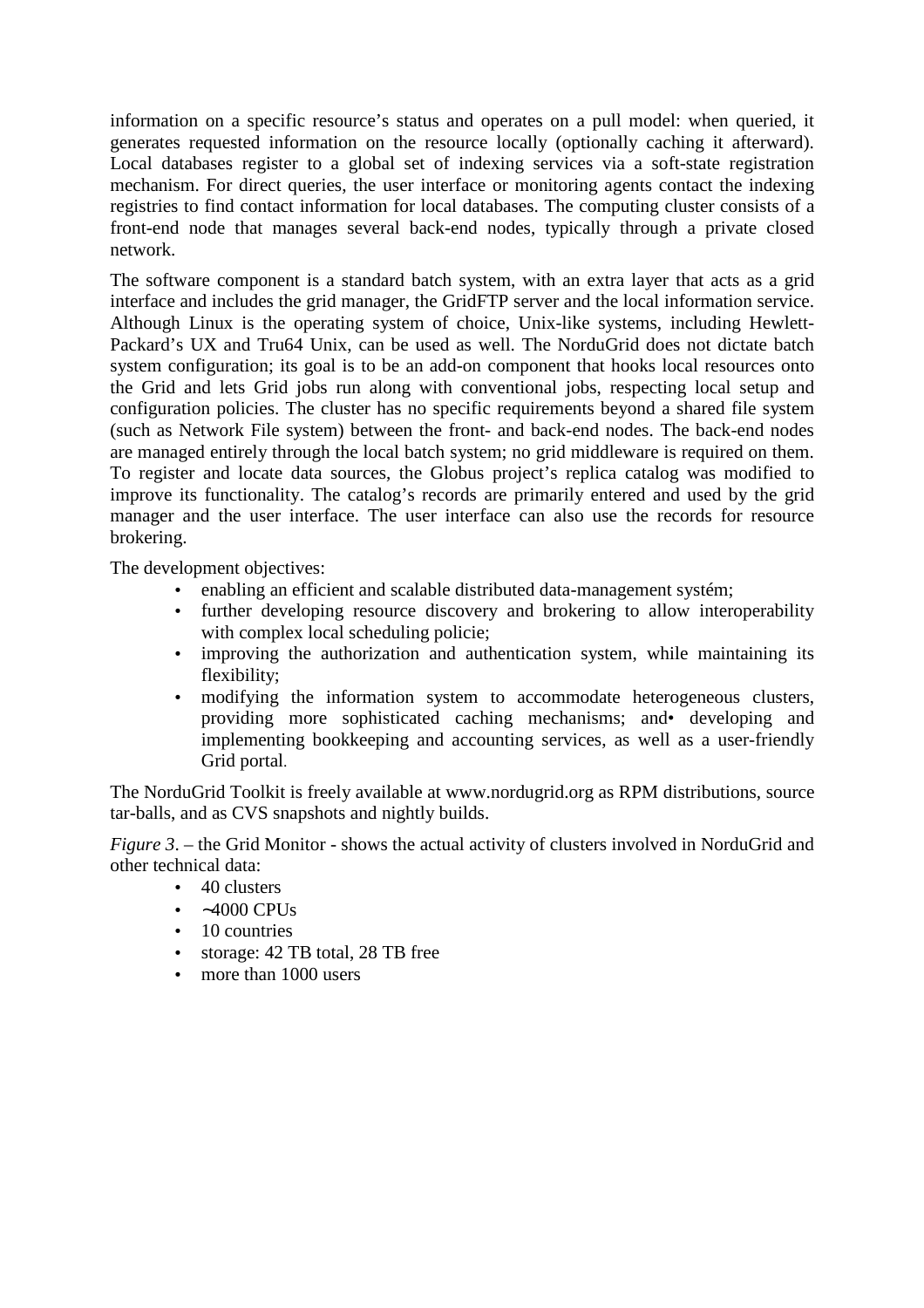information on a specific resource's status and operates on a pull model: when queried, it generates requested information on the resource locally (optionally caching it afterward). Local databases register to a global set of indexing services via a soft-state registration mechanism. For direct queries, the user interface or monitoring agents contact the indexing registries to find contact information for local databases. The computing cluster consists of a front-end node that manages several back-end nodes, typically through a private closed network.

The software component is a standard batch system, with an extra layer that acts as a grid interface and includes the grid manager, the GridFTP server and the local information service. Although Linux is the operating system of choice, Unix-like systems, including Hewlett-Packard's UX and Tru64 Unix, can be used as well. The NorduGrid does not dictate batch system configuration; its goal is to be an add-on component that hooks local resources onto the Grid and lets Grid jobs run along with conventional jobs, respecting local setup and configuration policies. The cluster has no specific requirements beyond a shared file system (such as Network File system) between the front- and back-end nodes. The back-end nodes are managed entirely through the local batch system; no grid middleware is required on them. To register and locate data sources, the Globus project's replica catalog was modified to improve its functionality. The catalog's records are primarily entered and used by the grid manager and the user interface. The user interface can also use the records for resource brokering.

The development objectives:

- enabling an efficient and scalable distributed data-management systém;
- further developing resource discovery and brokering to allow interoperability with complex local scheduling policie;
- improving the authorization and authentication system, while maintaining its flexibility;
- modifying the information system to accommodate heterogeneous clusters, providing more sophisticated caching mechanisms; and• developing and implementing bookkeeping and accounting services, as well as a user-friendly Grid portal.

The NorduGrid Toolkit is freely available at www.nordugrid.org as RPM distributions, source tar-balls, and as CVS snapshots and nightly builds.

*Figure 3*. – the Grid Monitor - shows the actual activity of clusters involved in NorduGrid and other technical data:

- 40 clusters
- ~4000 CPUs
- 10 countries
- storage: 42 TB total, 28 TB free
- more than 1000 users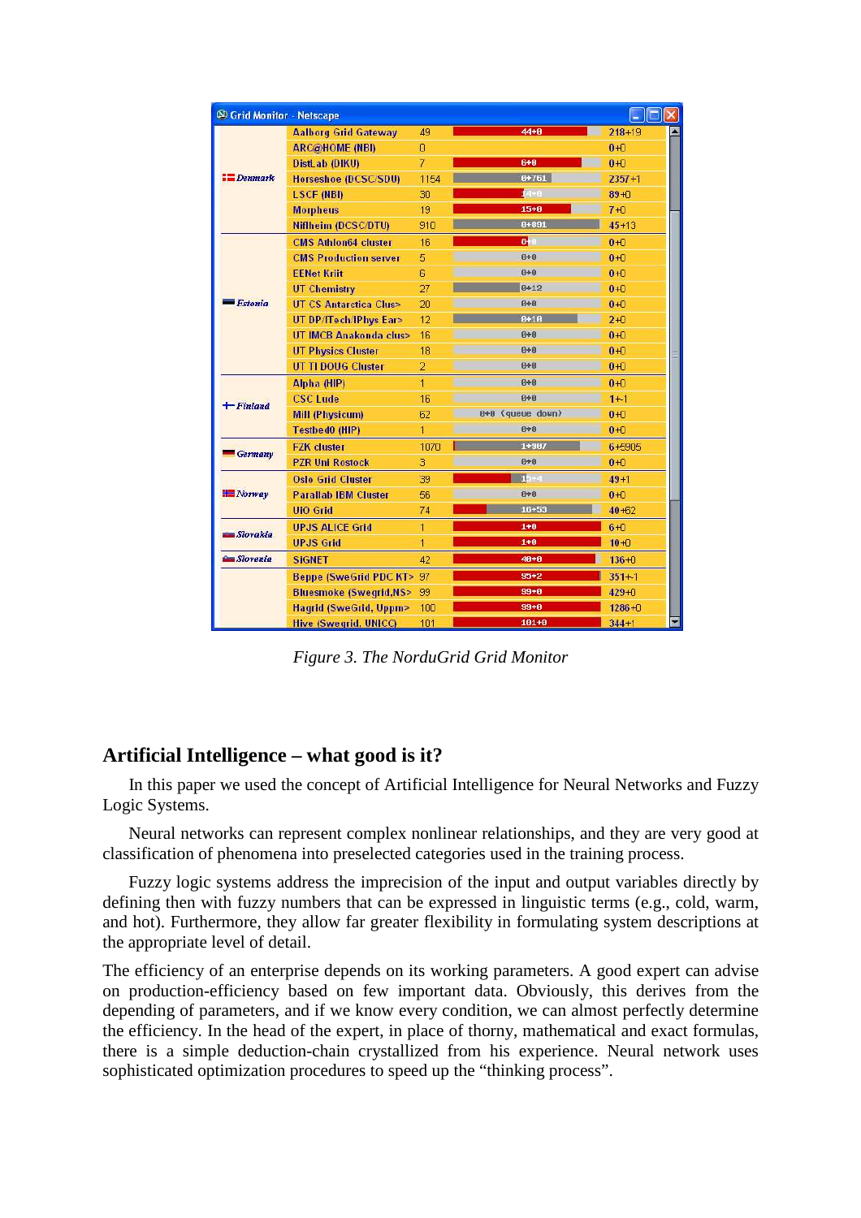Grid Monitor - Netscape

| Country | Cluster | CPUs | Load | Queue |
|---|---|---|---|---|
| Denmark | Aalborg Grid Gateway | 49 | 44+0 | 218+19 |
| | ARC@HOME (NBI) | 0 | | 0+0 |
| | DistLab (DIKU) | 7 | 6+0 | 0+0 |
| | Horseshoe (DCSC/SDU) | 1154 | 0+761 | 2357+1 |
| | LSCF (NBI) | 30 | 14+0 | 89+0 |
| | Morpheus | 19 | 15+0 | 7+0 |
| | Niflheim (DCSC/DTU) | 910 | 0+891 | 45+13 |
| Estonia | CMS Athlon64 cluster | 16 | 6+0 | 0+0 |
| | CMS Production server | 5 | 0+0 | 0+0 |
| | EENet Krlit | 6 | 0+0 | 0+0 |
| | UT Chemistry | 27 | 0+12 | 0+0 |
| | UT CS Antarctica Clus> | 20 | 0+0 | 0+0 |
| | UT DP/ITech/IPhys Ear> | 12 | 0+10 | 2+0 |
| | UT IMCB Anakonda clus> | 16 | 0+0 | 0+0 |
| | UT Physics Cluster | 18 | 0+0 | 0+0 |
| | UT TI DOUG Cluster | 2 | 0+0 | 0+0 |
| Finland | Alpha (HIP) | 1 | 0+0 | 0+0 |
| | CSC Lude | 16 | 0+0 | 1+1 |
| | Mill (Physicum) | 62 | 0+0 (queue down) | 0+0 |
| | Testbed0 (HIP) | 1 | 0+0 | 0+0 |
| Germany | FZK cluster | 1070 | 1+907 | 6+5905 |
| | PZR Uni Rostock | 3 | 0+0 | 0+0 |
| Norway | Oslo Grid Cluster | 39 | 15+4 | 49+1 |
| | Parallab IBM Cluster | 56 | 0+0 | 0+0 |
| | UiO Grid | 74 | 16+53 | 40+62 |
| Slovakia | UPJS ALICE Grid | 1 | 1+0 | 6+0 |
| | UPJS Grid | 1 | 1+0 | 10+0 |
| Slovenia | SIGNET | 42 | 40+0 | 136+0 |
| | Beppe (SweGrid PDC KT> | 97 | 95+2 | 351+1 |
| | Bluesmoke (Swegrid,NS> | 99 | 99+0 | 429+0 |
| | Hagrid (SweGrid, Uppm> | 100 | 99+0 | 1286+0 |
| | Hive (Swegrid, UNICC) | 101 | 101+0 | 344+1 |

*Figure 3. The NorduGrid Grid Monitor*

## Artificial Intelligence – what good is it?

In this paper we used the concept of Artificial Intelligence for Neural Networks and Fuzzy Logic Systems.

Neural networks can represent complex nonlinear relationships, and they are very good at classification of phenomena into preselected categories used in the training process.

Fuzzy logic systems address the imprecision of the input and output variables directly by defining then with fuzzy numbers that can be expressed in linguistic terms (e.g., cold, warm, and hot). Furthermore, they allow far greater flexibility in formulating system descriptions at the appropriate level of detail.

The efficiency of an enterprise depends on its working parameters. A good expert can advise on production-efficiency based on few important data. Obviously, this derives from the depending of parameters, and if we know every condition, we can almost perfectly determine the efficiency. In the head of the expert, in place of thorny, mathematical and exact formulas, there is a simple deduction-chain crystallized from his experience. Neural network uses sophisticated optimization procedures to speed up the "thinking process".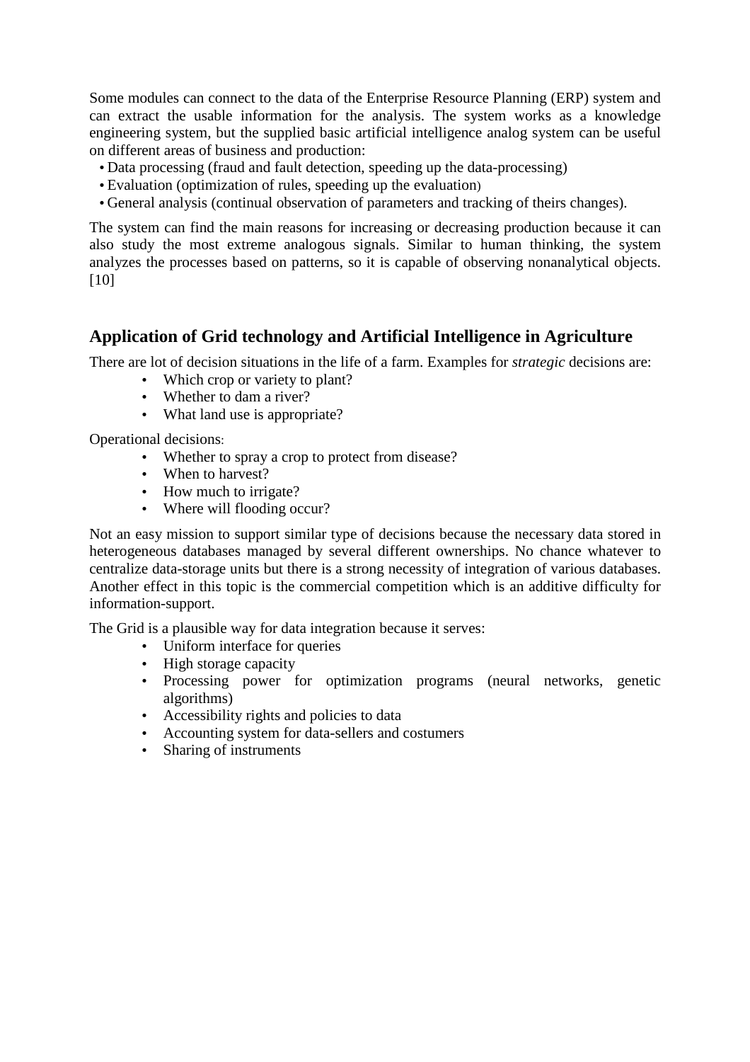Some modules can connect to the data of the Enterprise Resource Planning (ERP) system and can extract the usable information for the analysis. The system works as a knowledge engineering system, but the supplied basic artificial intelligence analog system can be useful on different areas of business and production:

- Data processing (fraud and fault detection, speeding up the data-processing)
- Evaluation (optimization of rules, speeding up the evaluation)
- General analysis (continual observation of parameters and tracking of theirs changes).

The system can find the main reasons for increasing or decreasing production because it can also study the most extreme analogous signals. Similar to human thinking, the system analyzes the processes based on patterns, so it is capable of observing nonanalytical objects. [10]

## Application of Grid technology and Artificial Intelligence in Agriculture

There are lot of decision situations in the life of a farm. Examples for *strategic* decisions are:

- Which crop or variety to plant?
- Whether to dam a river?
- What land use is appropriate?

Operational decisions:

- Whether to spray a crop to protect from disease?
- When to harvest?
- How much to irrigate?
- Where will flooding occur?

Not an easy mission to support similar type of decisions because the necessary data stored in heterogeneous databases managed by several different ownerships. No chance whatever to centralize data-storage units but there is a strong necessity of integration of various databases. Another effect in this topic is the commercial competition which is an additive difficulty for information-support.

The Grid is a plausible way for data integration because it serves:

- Uniform interface for queries
- High storage capacity
- Processing power for optimization programs (neural networks, genetic algorithms)
- Accessibility rights and policies to data
- Accounting system for data-sellers and costumers
- Sharing of instruments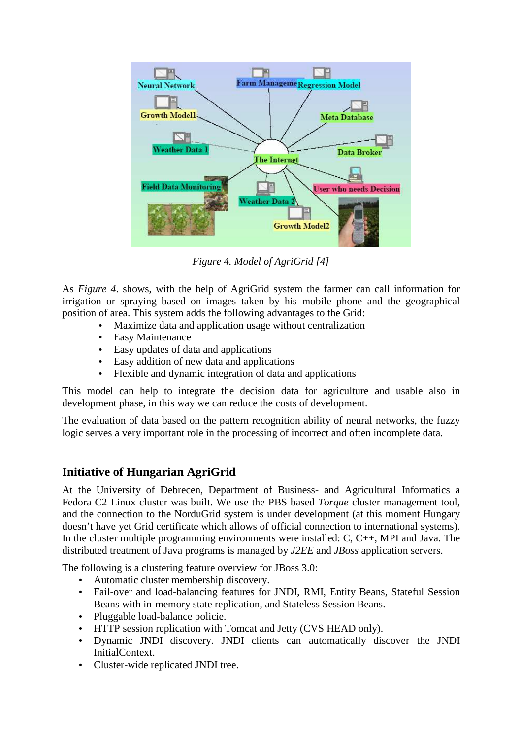*Figure 4. Model of AgriGrid [4]*

As *Figure 4*. shows, with the help of AgriGrid system the farmer can call information for irrigation or spraying based on images taken by his mobile phone and the geographical position of area. This system adds the following advantages to the Grid:

- Maximize data and application usage without centralization
- Easy Maintenance
- Easy updates of data and applications
- Easy addition of new data and applications
- Flexible and dynamic integration of data and applications

This model can help to integrate the decision data for agriculture and usable also in development phase, in this way we can reduce the costs of development.

The evaluation of data based on the pattern recognition ability of neural networks, the fuzzy logic serves a very important role in the processing of incorrect and often incomplete data.

## Initiative of Hungarian AgriGrid

At the University of Debrecen, Department of Business- and Agricultural Informatics a Fedora C2 Linux cluster was built. We use the PBS based *Torque* cluster management tool, and the connection to the NorduGrid system is under development (at this moment Hungary doesn't have yet Grid certificate which allows of official connection to international systems). In the cluster multiple programming environments were installed: C, C++, MPI and Java. The distributed treatment of Java programs is managed by *J2EE* and *JBoss* application servers.

The following is a clustering feature overview for JBoss 3.0:

- Automatic cluster membership discovery.
- Fail-over and load-balancing features for JNDI, RMI, Entity Beans, Stateful Session Beans with in-memory state replication, and Stateless Session Beans.
- Pluggable load-balance policie.
- HTTP session replication with Tomcat and Jetty (CVS HEAD only).
- Dynamic JNDI discovery. JNDI clients can automatically discover the JNDI InitialContext.
- Cluster-wide replicated JNDI tree.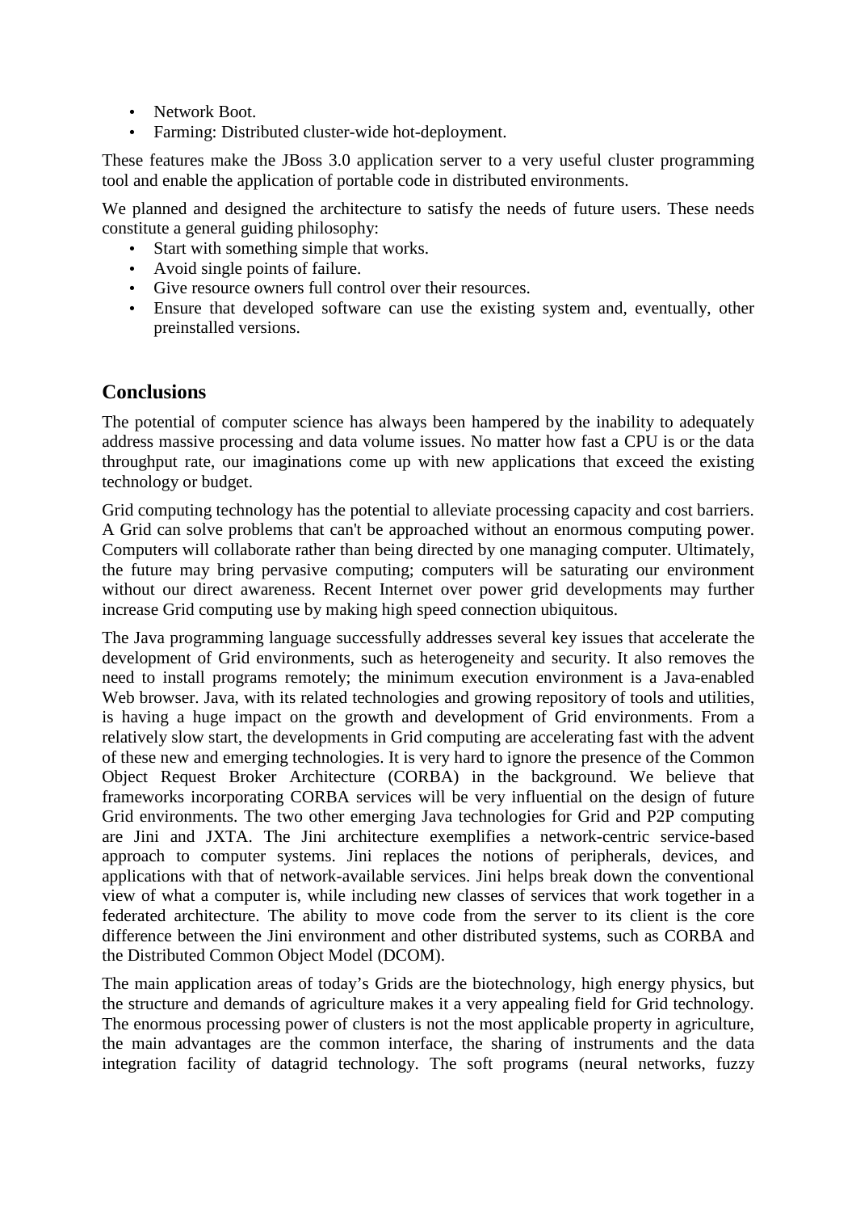- Network Boot.
- Farming: Distributed cluster-wide hot-deployment.

These features make the JBoss 3.0 application server to a very useful cluster programming tool and enable the application of portable code in distributed environments.

We planned and designed the architecture to satisfy the needs of future users. These needs constitute a general guiding philosophy:

- Start with something simple that works.
- Avoid single points of failure.
- Give resource owners full control over their resources.
- Ensure that developed software can use the existing system and, eventually, other preinstalled versions.

## Conclusions

The potential of computer science has always been hampered by the inability to adequately address massive processing and data volume issues. No matter how fast a CPU is or the data throughput rate, our imaginations come up with new applications that exceed the existing technology or budget.

Grid computing technology has the potential to alleviate processing capacity and cost barriers. A Grid can solve problems that can't be approached without an enormous computing power. Computers will collaborate rather than being directed by one managing computer. Ultimately, the future may bring pervasive computing; computers will be saturating our environment without our direct awareness. Recent Internet over power grid developments may further increase Grid computing use by making high speed connection ubiquitous.

The Java programming language successfully addresses several key issues that accelerate the development of Grid environments, such as heterogeneity and security. It also removes the need to install programs remotely; the minimum execution environment is a Java-enabled Web browser. Java, with its related technologies and growing repository of tools and utilities, is having a huge impact on the growth and development of Grid environments. From a relatively slow start, the developments in Grid computing are accelerating fast with the advent of these new and emerging technologies. It is very hard to ignore the presence of the Common Object Request Broker Architecture (CORBA) in the background. We believe that frameworks incorporating CORBA services will be very influential on the design of future Grid environments. The two other emerging Java technologies for Grid and P2P computing are Jini and JXTA. The Jini architecture exemplifies a network-centric service-based approach to computer systems. Jini replaces the notions of peripherals, devices, and applications with that of network-available services. Jini helps break down the conventional view of what a computer is, while including new classes of services that work together in a federated architecture. The ability to move code from the server to its client is the core difference between the Jini environment and other distributed systems, such as CORBA and the Distributed Common Object Model (DCOM).

The main application areas of today's Grids are the biotechnology, high energy physics, but the structure and demands of agriculture makes it a very appealing field for Grid technology. The enormous processing power of clusters is not the most applicable property in agriculture, the main advantages are the common interface, the sharing of instruments and the data integration facility of datagrid technology. The soft programs (neural networks, fuzzy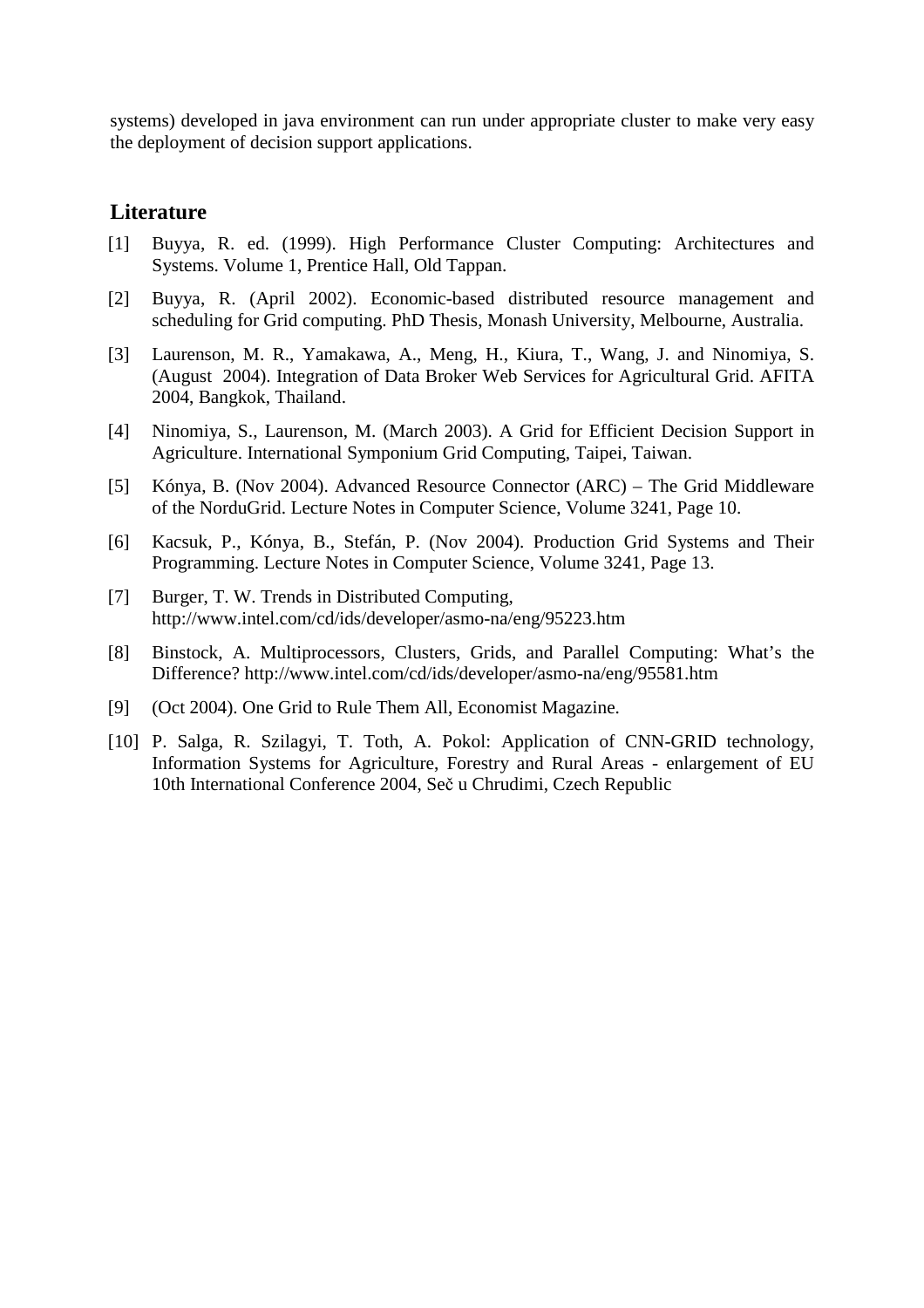systems) developed in java environment can run under appropriate cluster to make very easy the deployment of decision support applications.

## Literature

[1] Buyya, R. ed. (1999). High Performance Cluster Computing: Architectures and Systems. Volume 1, Prentice Hall, Old Tappan.

[2] Buyya, R. (April 2002). Economic-based distributed resource management and scheduling for Grid computing. PhD Thesis, Monash University, Melbourne, Australia.

[3] Laurenson, M. R., Yamakawa, A., Meng, H., Kiura, T., Wang, J. and Ninomiya, S. (August 2004). Integration of Data Broker Web Services for Agricultural Grid. AFITA 2004, Bangkok, Thailand.

[4] Ninomiya, S., Laurenson, M. (March 2003). A Grid for Efficient Decision Support in Agriculture. International Symponium Grid Computing, Taipei, Taiwan.

[5] Kónya, B. (Nov 2004). Advanced Resource Connector (ARC) – The Grid Middleware of the NorduGrid. Lecture Notes in Computer Science, Volume 3241, Page 10.

[6] Kacsuk, P., Kónya, B., Stefán, P. (Nov 2004). Production Grid Systems and Their Programming. Lecture Notes in Computer Science, Volume 3241, Page 13.

[7] Burger, T. W. Trends in Distributed Computing, http://www.intel.com/cd/ids/developer/asmo-na/eng/95223.htm

[8] Binstock, A. Multiprocessors, Clusters, Grids, and Parallel Computing: What's the Difference? http://www.intel.com/cd/ids/developer/asmo-na/eng/95581.htm

[9] (Oct 2004). One Grid to Rule Them All, Economist Magazine.

[10] P. Salga, R. Szilagyi, T. Toth, A. Pokol: Application of CNN-GRID technology, Information Systems for Agriculture, Forestry and Rural Areas - enlargement of EU 10th International Conference 2004, Seč u Chrudimi, Czech Republic